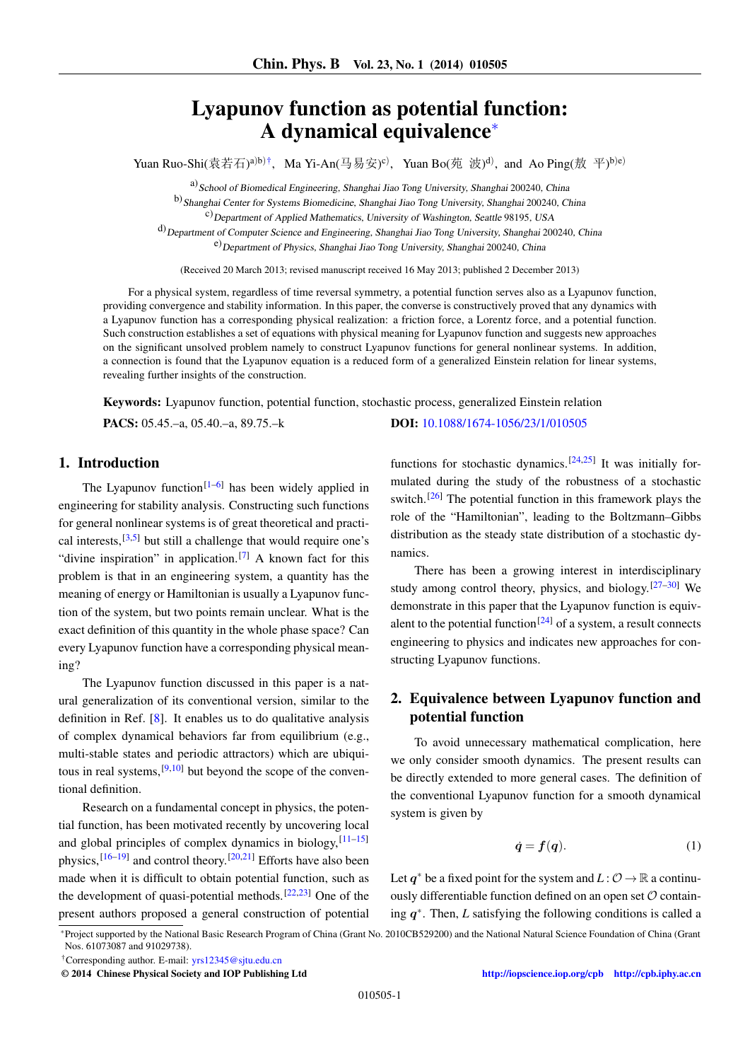# Lyapunov function as potential function: A dynamical equivalence*

Yuan Ruo-Shi(袁若石)[a)b)†], Ma Yi-An(马易安)[c)], Yuan Bo(苑 波)[d)], and Ao Ping(敖 平)[b)e)]

a) School of Biomedical Engineering, Shanghai Jiao Tong University, Shanghai 200240, China

b) Shanghai Center for Systems Biomedicine, Shanghai Jiao Tong University, Shanghai 200240, China

c) Department of Applied Mathematics, University of Washington, Seattle 98195, USA

d) Department of Computer Science and Engineering, Shanghai Jiao Tong University, Shanghai 200240, China

e) Department of Physics, Shanghai Jiao Tong University, Shanghai 200240, China

(Received 20 March 2013; revised manuscript received 16 May 2013; published 2 December 2013)

For a physical system, regardless of time reversal symmetry, a potential function serves also as a Lyapunov function, providing convergence and stability information. In this paper, the converse is constructively proved that any dynamics with a Lyapunov function has a corresponding physical realization: a friction force, a Lorentz force, and a potential function. Such construction establishes a set of equations with physical meaning for Lyapunov function and suggests new approaches on the significant unsolved problem namely to construct Lyapunov functions for general nonlinear systems. In addition, a connection is found that the Lyapunov equation is a reduced form of a generalized Einstein relation for linear systems, revealing further insights of the construction.

**Keywords:** Lyapunov function, potential function, stochastic process, generalized Einstein relation

**PACS:** 05.45.–a, 05.40.–a, 89.75.–k **DOI:** 10.1088/1674-1056/23/1/010505

## 1. Introduction

The Lyapunov function[1–6] has been widely applied in engineering for stability analysis. Constructing such functions for general nonlinear systems is of great theoretical and practical interests,[3,5] but still a challenge that would require one's "divine inspiration" in application.[7] A known fact for this problem is that in an engineering system, a quantity has the meaning of energy or Hamiltonian is usually a Lyapunov function of the system, but two points remain unclear. What is the exact definition of this quantity in the whole phase space? Can every Lyapunov function have a corresponding physical meaning?

The Lyapunov function discussed in this paper is a natural generalization of its conventional version, similar to the definition in Ref. [8]. It enables us to do qualitative analysis of complex dynamical behaviors far from equilibrium (e.g., multi-stable states and periodic attractors) which are ubiquitous in real systems,[9,10] but beyond the scope of the conventional definition.

Research on a fundamental concept in physics, the potential function, has been motivated recently by uncovering local and global principles of complex dynamics in biology,[11–15] physics,[16–19] and control theory.[20,21] Efforts have also been made when it is difficult to obtain potential function, such as the development of quasi-potential methods.[22,23] One of the present authors proposed a general construction of potential functions for stochastic dynamics.[24,25] It was initially formulated during the study of the robustness of a stochastic switch.[26] The potential function in this framework plays the role of the "Hamiltonian", leading to the Boltzmann–Gibbs distribution as the steady state distribution of a stochastic dynamics.

There has been a growing interest in interdisciplinary study among control theory, physics, and biology.[27–30] We demonstrate in this paper that the Lyapunov function is equivalent to the potential function[24] of a system, a result connects engineering to physics and indicates new approaches for constructing Lyapunov functions.

## 2. Equivalence between Lyapunov function and potential function

To avoid unnecessary mathematical complication, here we only consider smooth dynamics. The present results can be directly extended to more general cases. The definition of the conventional Lyapunov function for a smooth dynamical system is given by

$$\dot{\boldsymbol{q}} = \boldsymbol{f}(\boldsymbol{q}). \tag{1}$$

Let $\boldsymbol{q}^*$ be a fixed point for the system and $L : \mathcal{O} \to \mathbb{R}$ a continuously differentiable function defined on an open set $\mathcal{O}$ containing $\boldsymbol{q}^*$. Then, $L$ satisfying the following conditions is called a

*Project supported by the National Basic Research Program of China (Grant No. 2010CB529200) and the National Natural Science Foundation of China (Grant Nos. 61073087 and 91029738).

†Corresponding author. E-mail: yrs12345@sjtu.edu.cn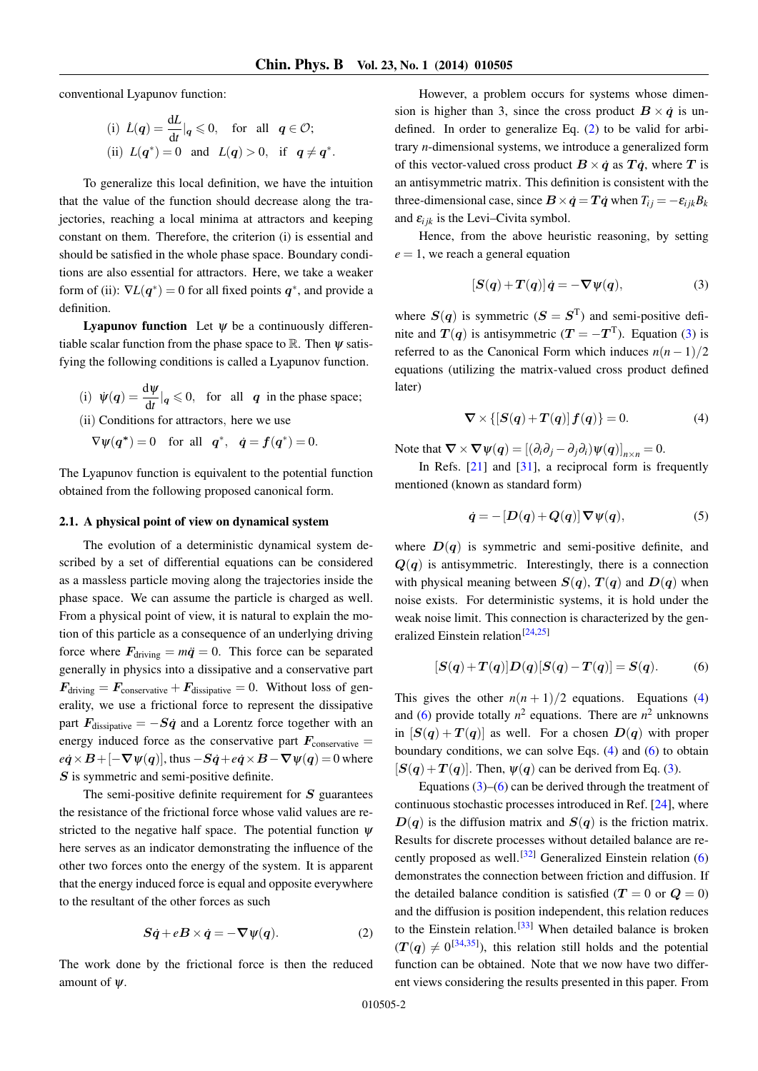conventional Lyapunov function:

$$\text{(i)}\ \dot{L}(\boldsymbol{q}) = \frac{\mathrm{d}L}{\mathrm{d}t}\Big|_{\boldsymbol{q}} \leqslant 0, \quad \text{for all} \quad \boldsymbol{q} \in \mathcal{O};$$

$$\text{(ii)}\ L(\boldsymbol{q}^*) = 0 \quad \text{and} \quad L(\boldsymbol{q}) > 0, \quad \text{if} \quad \boldsymbol{q} \neq \boldsymbol{q}^*.$$

To generalize this local definition, we have the intuition that the value of the function should decrease along the trajectories, reaching a local minima at attractors and keeping constant on them. Therefore, the criterion (i) is essential and should be satisfied in the whole phase space. Boundary conditions are also essential for attractors. Here, we take a weaker form of (ii): $\nabla L(\boldsymbol{q}^*) = 0$ for all fixed points $\boldsymbol{q}^*$, and provide a definition.

**Lyapunov function** Let $\psi$ be a continuously differentiable scalar function from the phase space to $\mathbb{R}$. Then $\psi$ satisfying the following conditions is called a Lyapunov function.

$$\text{(i)}\ \dot{\psi}(\boldsymbol{q}) = \frac{\mathrm{d}\psi}{\mathrm{d}t}\Big|_{\boldsymbol{q}} \leqslant 0, \quad \text{for all} \quad \boldsymbol{q} \ \text{in the phase space;}$$

(ii) Conditions for attractors, here we use

$$\nabla\psi(\boldsymbol{q}^*) = 0 \quad \text{for all} \quad \boldsymbol{q}^*, \quad \dot{\boldsymbol{q}} = \boldsymbol{f}(\boldsymbol{q}^*) = 0.$$

The Lyapunov function is equivalent to the potential function obtained from the following proposed canonical form.

### 2.1. A physical point of view on dynamical system

The evolution of a deterministic dynamical system described by a set of differential equations can be considered as a massless particle moving along the trajectories inside the phase space. We can assume the particle is charged as well. From a physical point of view, it is natural to explain the motion of this particle as a consequence of an underlying driving force where $\boldsymbol{F}_{\text{driving}} = m\ddot{\boldsymbol{q}} = 0$. This force can be separated generally in physics into a dissipative and a conservative part $\boldsymbol{F}_{\text{driving}} = \boldsymbol{F}_{\text{conservative}} + \boldsymbol{F}_{\text{dissipative}} = 0$. Without loss of generality, we use a frictional force to represent the dissipative part $\boldsymbol{F}_{\text{dissipative}} = -\boldsymbol{S}\dot{\boldsymbol{q}}$ and a Lorentz force together with an energy induced force as the conservative part $\boldsymbol{F}_{\text{conservative}} = e\dot{\boldsymbol{q}} \times \boldsymbol{B} + [-\nabla\psi(\boldsymbol{q})]$, thus $-\boldsymbol{S}\dot{\boldsymbol{q}} + e\dot{\boldsymbol{q}} \times \boldsymbol{B} - \nabla\psi(\boldsymbol{q}) = 0$ where $\boldsymbol{S}$ is symmetric and semi-positive definite.

The semi-positive definite requirement for $\boldsymbol{S}$ guarantees the resistance of the frictional force whose valid values are restricted to the negative half space. The potential function $\psi$ here serves as an indicator demonstrating the influence of the other two forces onto the energy of the system. It is apparent that the energy induced force is equal and opposite everywhere to the resultant of the other forces as such

$$\boldsymbol{S}\dot{\boldsymbol{q}} + e\boldsymbol{B} \times \dot{\boldsymbol{q}} = -\nabla\psi(\boldsymbol{q}). \tag{2}$$

The work done by the frictional force is then the reduced amount of $\psi$.

However, a problem occurs for systems whose dimension is higher than 3, since the cross product $\boldsymbol{B} \times \dot{\boldsymbol{q}}$ is undefined. In order to generalize Eq. (2) to be valid for arbitrary $n$-dimensional systems, we introduce a generalized form of this vector-valued cross product $\boldsymbol{B} \times \dot{\boldsymbol{q}}$ as $\boldsymbol{T}\dot{\boldsymbol{q}}$, where $\boldsymbol{T}$ is an antisymmetric matrix. This definition is consistent with the three-dimensional case, since $\boldsymbol{B} \times \dot{\boldsymbol{q}} = \boldsymbol{T}\dot{\boldsymbol{q}}$ when $T_{ij} = -\varepsilon_{ijk}B_k$ and $\varepsilon_{ijk}$ is the Levi–Civita symbol.

Hence, from the above heuristic reasoning, by setting $e = 1$, we reach a general equation

$$[\boldsymbol{S}(\boldsymbol{q}) + \boldsymbol{T}(\boldsymbol{q})]\,\dot{\boldsymbol{q}} = -\nabla\psi(\boldsymbol{q}), \tag{3}$$

where $\boldsymbol{S}(\boldsymbol{q})$ is symmetric ($\boldsymbol{S} = \boldsymbol{S}^{\mathrm{T}}$) and semi-positive definite and $\boldsymbol{T}(\boldsymbol{q})$ is antisymmetric ($\boldsymbol{T} = -\boldsymbol{T}^{\mathrm{T}}$). Equation (3) is referred to as the Canonical Form which induces $n(n-1)/2$ equations (utilizing the matrix-valued cross product defined later)

$$\nabla \times \{[\boldsymbol{S}(\boldsymbol{q}) + \boldsymbol{T}(\boldsymbol{q})]\,\boldsymbol{f}(\boldsymbol{q})\} = 0. \tag{4}$$

Note that $\nabla \times \nabla\psi(\boldsymbol{q}) = [(\partial_i\partial_j - \partial_j\partial_i)\psi(\boldsymbol{q})]_{n\times n} = 0$.

In Refs. [21] and [31], a reciprocal form is frequently mentioned (known as standard form)

$$\dot{\boldsymbol{q}} = -[\boldsymbol{D}(\boldsymbol{q}) + \boldsymbol{Q}(\boldsymbol{q})]\,\nabla\psi(\boldsymbol{q}), \tag{5}$$

where $\boldsymbol{D}(\boldsymbol{q})$ is symmetric and semi-positive definite, and $\boldsymbol{Q}(\boldsymbol{q})$ is antisymmetric. Interestingly, there is a connection with physical meaning between $\boldsymbol{S}(\boldsymbol{q})$, $\boldsymbol{T}(\boldsymbol{q})$ and $\boldsymbol{D}(\boldsymbol{q})$ when noise exists. For deterministic systems, it is hold under the weak noise limit. This connection is characterized by the generalized Einstein relation[24,25]

$$[\boldsymbol{S}(\boldsymbol{q}) + \boldsymbol{T}(\boldsymbol{q})]\boldsymbol{D}(\boldsymbol{q})[\boldsymbol{S}(\boldsymbol{q}) - \boldsymbol{T}(\boldsymbol{q})] = \boldsymbol{S}(\boldsymbol{q}). \tag{6}$$

This gives the other $n(n+1)/2$ equations. Equations (4) and (6) provide totally $n^2$ equations. There are $n^2$ unknowns in $[\boldsymbol{S}(\boldsymbol{q}) + \boldsymbol{T}(\boldsymbol{q})]$ as well. For a chosen $\boldsymbol{D}(\boldsymbol{q})$ with proper boundary conditions, we can solve Eqs. (4) and (6) to obtain $[\boldsymbol{S}(\boldsymbol{q}) + \boldsymbol{T}(\boldsymbol{q})]$. Then, $\psi(\boldsymbol{q})$ can be derived from Eq. (3).

Equations (3)–(6) can be derived through the treatment of continuous stochastic processes introduced in Ref. [24], where $\boldsymbol{D}(\boldsymbol{q})$ is the diffusion matrix and $\boldsymbol{S}(\boldsymbol{q})$ is the friction matrix. Results for discrete processes without detailed balance are recently proposed as well.[32] Generalized Einstein relation (6) demonstrates the connection between friction and diffusion. If the detailed balance condition is satisfied ($\boldsymbol{T} = 0$ or $\boldsymbol{Q} = 0$) and the diffusion is position independent, this relation reduces to the Einstein relation.[33] When detailed balance is broken ($\boldsymbol{T}(\boldsymbol{q}) \neq 0$[34,35]), this relation still holds and the potential function can be obtained. Note that we now have two different views considering the results presented in this paper. From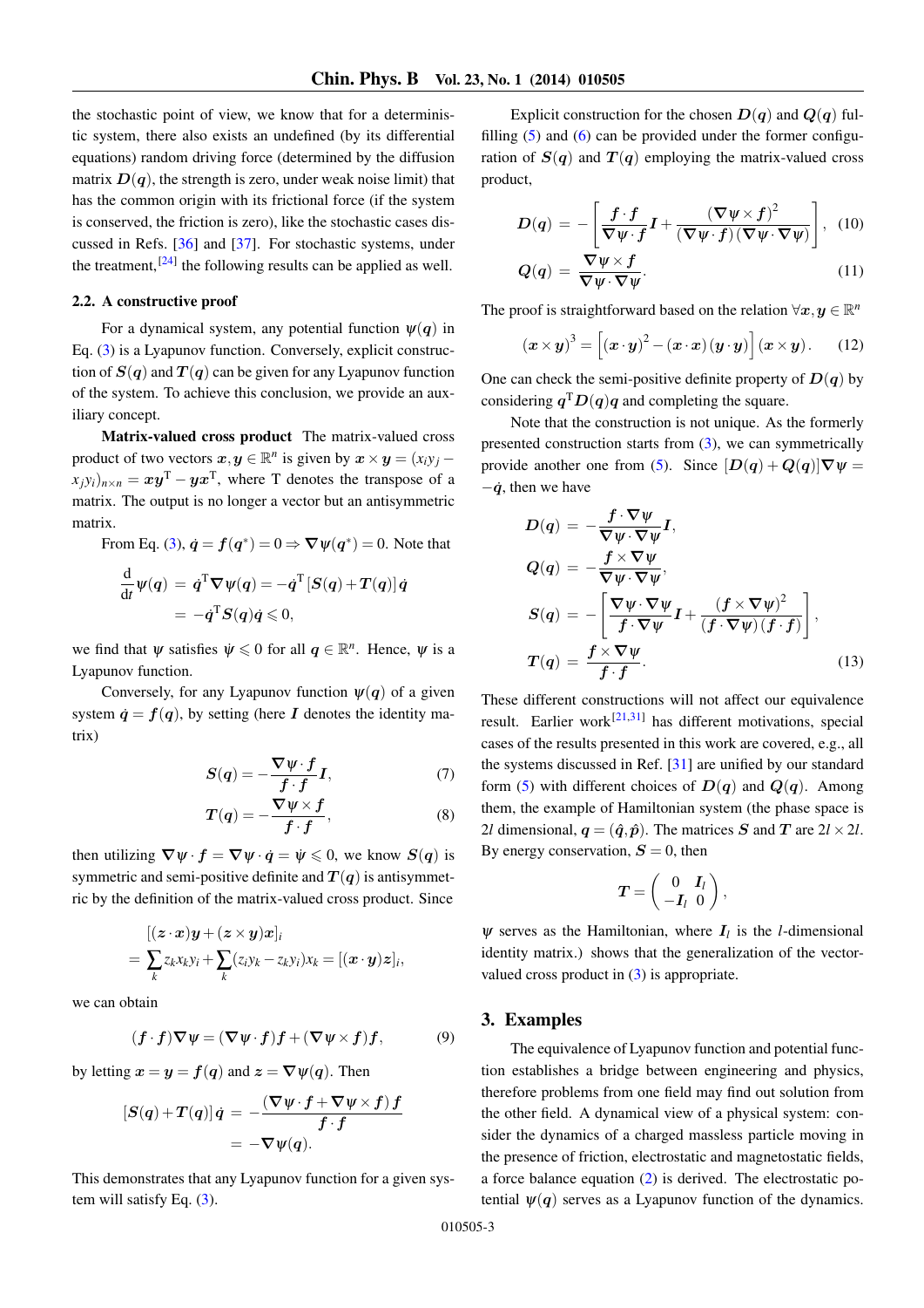the stochastic point of view, we know that for a deterministic system, there also exists an undefined (by its differential equations) random driving force (determined by the diffusion matrix $\boldsymbol{D}(\boldsymbol{q})$, the strength is zero, under weak noise limit) that has the common origin with its frictional force (if the system is conserved, the friction is zero), like the stochastic cases discussed in Refs. [36] and [37]. For stochastic systems, under the treatment,[24] the following results can be applied as well.

### 2.2. A constructive proof

For a dynamical system, any potential function $\psi(\boldsymbol{q})$ in Eq. (3) is a Lyapunov function. Conversely, explicit construction of $\boldsymbol{S}(\boldsymbol{q})$ and $\boldsymbol{T}(\boldsymbol{q})$ can be given for any Lyapunov function of the system. To achieve this conclusion, we provide an auxiliary concept.

**Matrix-valued cross product** The matrix-valued cross product of two vectors $\boldsymbol{x}, \boldsymbol{y} \in \mathbb{R}^n$ is given by $\boldsymbol{x} \times \boldsymbol{y} = (x_i y_j - x_j y_i)_{n \times n} = \boldsymbol{x}\boldsymbol{y}^{\mathrm{T}} - \boldsymbol{y}\boldsymbol{x}^{\mathrm{T}}$, where T denotes the transpose of a matrix. The output is no longer a vector but an antisymmetric matrix.

From Eq. (3), $\dot{\boldsymbol{q}} = \boldsymbol{f}(\boldsymbol{q}^*) = 0 \Rightarrow \boldsymbol{\nabla}\psi(\boldsymbol{q}^*) = 0$. Note that

$$
\begin{aligned}
\frac{\mathrm{d}}{\mathrm{d}t}\psi(\boldsymbol{q}) &= \dot{\boldsymbol{q}}^{\mathrm{T}}\boldsymbol{\nabla}\psi(\boldsymbol{q}) = -\dot{\boldsymbol{q}}^{\mathrm{T}}[\boldsymbol{S}(\boldsymbol{q}) + \boldsymbol{T}(\boldsymbol{q})]\,\dot{\boldsymbol{q}} \\
&= -\dot{\boldsymbol{q}}^{\mathrm{T}}\boldsymbol{S}(\boldsymbol{q})\dot{\boldsymbol{q}} \leqslant 0,
\end{aligned}
$$

we find that $\psi$ satisfies $\dot{\psi} \leqslant 0$ for all $\boldsymbol{q} \in \mathbb{R}^n$. Hence, $\psi$ is a Lyapunov function.

Conversely, for any Lyapunov function $\psi(\boldsymbol{q})$ of a given system $\dot{\boldsymbol{q}} = \boldsymbol{f}(\boldsymbol{q})$, by setting (here $\boldsymbol{I}$ denotes the identity matrix)

$$
\boldsymbol{S}(\boldsymbol{q}) = -\frac{\boldsymbol{\nabla}\psi \cdot \boldsymbol{f}}{\boldsymbol{f}\cdot\boldsymbol{f}}\boldsymbol{I}, \tag{7}
$$

$$
\boldsymbol{T}(\boldsymbol{q}) = -\frac{\boldsymbol{\nabla}\psi \times \boldsymbol{f}}{\boldsymbol{f}\cdot\boldsymbol{f}}, \tag{8}
$$

then utilizing $\boldsymbol{\nabla}\psi \cdot \boldsymbol{f} = \boldsymbol{\nabla}\psi \cdot \dot{\boldsymbol{q}} = \dot{\psi} \leqslant 0$, we know $\boldsymbol{S}(\boldsymbol{q})$ is symmetric and semi-positive definite and $\boldsymbol{T}(\boldsymbol{q})$ is antisymmetric by the definition of the matrix-valued cross product. Since

$$
\begin{aligned}
&[(\boldsymbol{z}\cdot\boldsymbol{x})\boldsymbol{y} + (\boldsymbol{z}\times\boldsymbol{y})\boldsymbol{x}]_i \\
&= \sum_k z_k x_k y_i + \sum_k (z_i y_k - z_k y_i) x_k = [(\boldsymbol{x}\cdot\boldsymbol{y})\boldsymbol{z}]_i,
\end{aligned}
$$

we can obtain

$$
(\boldsymbol{f}\cdot\boldsymbol{f})\boldsymbol{\nabla}\psi = (\boldsymbol{\nabla}\psi\cdot\boldsymbol{f})\boldsymbol{f} + (\boldsymbol{\nabla}\psi\times\boldsymbol{f})\boldsymbol{f}, \tag{9}
$$

by letting $\boldsymbol{x} = \boldsymbol{y} = \boldsymbol{f}(\boldsymbol{q})$ and $\boldsymbol{z} = \boldsymbol{\nabla}\psi(\boldsymbol{q})$. Then

$$
\begin{aligned}
[\boldsymbol{S}(\boldsymbol{q}) + \boldsymbol{T}(\boldsymbol{q})]\,\dot{\boldsymbol{q}} &= -\frac{(\boldsymbol{\nabla}\psi\cdot\boldsymbol{f} + \boldsymbol{\nabla}\psi\times\boldsymbol{f})\boldsymbol{f}}{\boldsymbol{f}\cdot\boldsymbol{f}} \\
&= -\boldsymbol{\nabla}\psi(\boldsymbol{q}).
\end{aligned}
$$

This demonstrates that any Lyapunov function for a given system will satisfy Eq. (3).

Explicit construction for the chosen $\boldsymbol{D}(\boldsymbol{q})$ and $\boldsymbol{Q}(\boldsymbol{q})$ fulfilling (5) and (6) can be provided under the former configuration of $\boldsymbol{S}(\boldsymbol{q})$ and $\boldsymbol{T}(\boldsymbol{q})$ employing the matrix-valued cross product,

$$
\boldsymbol{D}(\boldsymbol{q}) = -\left[\frac{\boldsymbol{f}\cdot\boldsymbol{f}}{\boldsymbol{\nabla}\psi\cdot\boldsymbol{f}}\boldsymbol{I} + \frac{(\boldsymbol{\nabla}\psi\times\boldsymbol{f})^2}{(\boldsymbol{\nabla}\psi\cdot\boldsymbol{f})(\boldsymbol{\nabla}\psi\cdot\boldsymbol{\nabla}\psi)}\right], \tag{10}
$$

$$
\boldsymbol{Q}(\boldsymbol{q}) = \frac{\boldsymbol{\nabla}\psi\times\boldsymbol{f}}{\boldsymbol{\nabla}\psi\cdot\boldsymbol{\nabla}\psi}. \tag{11}
$$

The proof is straightforward based on the relation $\forall \boldsymbol{x}, \boldsymbol{y} \in \mathbb{R}^n$

$$
(\boldsymbol{x}\times\boldsymbol{y})^3 = \left[(\boldsymbol{x}\cdot\boldsymbol{y})^2 - (\boldsymbol{x}\cdot\boldsymbol{x})(\boldsymbol{y}\cdot\boldsymbol{y})\right](\boldsymbol{x}\times\boldsymbol{y}). \tag{12}
$$

One can check the semi-positive definite property of $\boldsymbol{D}(\boldsymbol{q})$ by considering $\boldsymbol{q}^{\mathrm{T}}\boldsymbol{D}(\boldsymbol{q})\boldsymbol{q}$ and completing the square.

Note that the construction is not unique. As the formerly presented construction starts from (3), we can symmetrically provide another one from (5). Since $[\boldsymbol{D}(\boldsymbol{q}) + \boldsymbol{Q}(\boldsymbol{q})]\boldsymbol{\nabla}\psi = -\dot{\boldsymbol{q}}$, then we have

$$
\begin{aligned}
\boldsymbol{D}(\boldsymbol{q}) &= -\frac{\boldsymbol{f}\cdot\boldsymbol{\nabla}\psi}{\boldsymbol{\nabla}\psi\cdot\boldsymbol{\nabla}\psi}\boldsymbol{I}, \\
\boldsymbol{Q}(\boldsymbol{q}) &= -\frac{\boldsymbol{f}\times\boldsymbol{\nabla}\psi}{\boldsymbol{\nabla}\psi\cdot\boldsymbol{\nabla}\psi}, \\
\boldsymbol{S}(\boldsymbol{q}) &= -\left[\frac{\boldsymbol{\nabla}\psi\cdot\boldsymbol{\nabla}\psi}{\boldsymbol{f}\cdot\boldsymbol{\nabla}\psi}\boldsymbol{I} + \frac{(\boldsymbol{f}\times\boldsymbol{\nabla}\psi)^2}{(\boldsymbol{f}\cdot\boldsymbol{\nabla}\psi)(\boldsymbol{f}\cdot\boldsymbol{f})}\right], \\
\boldsymbol{T}(\boldsymbol{q}) &= \frac{\boldsymbol{f}\times\boldsymbol{\nabla}\psi}{\boldsymbol{f}\cdot\boldsymbol{f}}.
\end{aligned} \tag{13}
$$

These different constructions will not affect our equivalence result. Earlier work[21,31] has different motivations, special cases of the results presented in this work are covered, e.g., all the systems discussed in Ref. [31] are unified by our standard form (5) with different choices of $\boldsymbol{D}(\boldsymbol{q})$ and $\boldsymbol{Q}(\boldsymbol{q})$. Among them, the example of Hamiltonian system (the phase space is $2l$ dimensional, $\boldsymbol{q} = (\hat{\boldsymbol{q}}, \hat{\boldsymbol{p}})$. The matrices $\boldsymbol{S}$ and $\boldsymbol{T}$ are $2l \times 2l$. By energy conservation, $\boldsymbol{S} = 0$, then

$$
\boldsymbol{T} = \begin{pmatrix} 0 & \boldsymbol{I}_l \\ -\boldsymbol{I}_l & 0 \end{pmatrix},
$$

$\psi$ serves as the Hamiltonian, where $\boldsymbol{I}_l$ is the $l$-dimensional identity matrix.) shows that the generalization of the vector-valued cross product in (3) is appropriate.

## 3. Examples

The equivalence of Lyapunov function and potential function establishes a bridge between engineering and physics, therefore problems from one field may find out solution from the other field. A dynamical view of a physical system: consider the dynamics of a charged massless particle moving in the presence of friction, electrostatic and magnetostatic fields, a force balance equation (2) is derived. The electrostatic potential $\psi(\boldsymbol{q})$ serves as a Lyapunov function of the dynamics.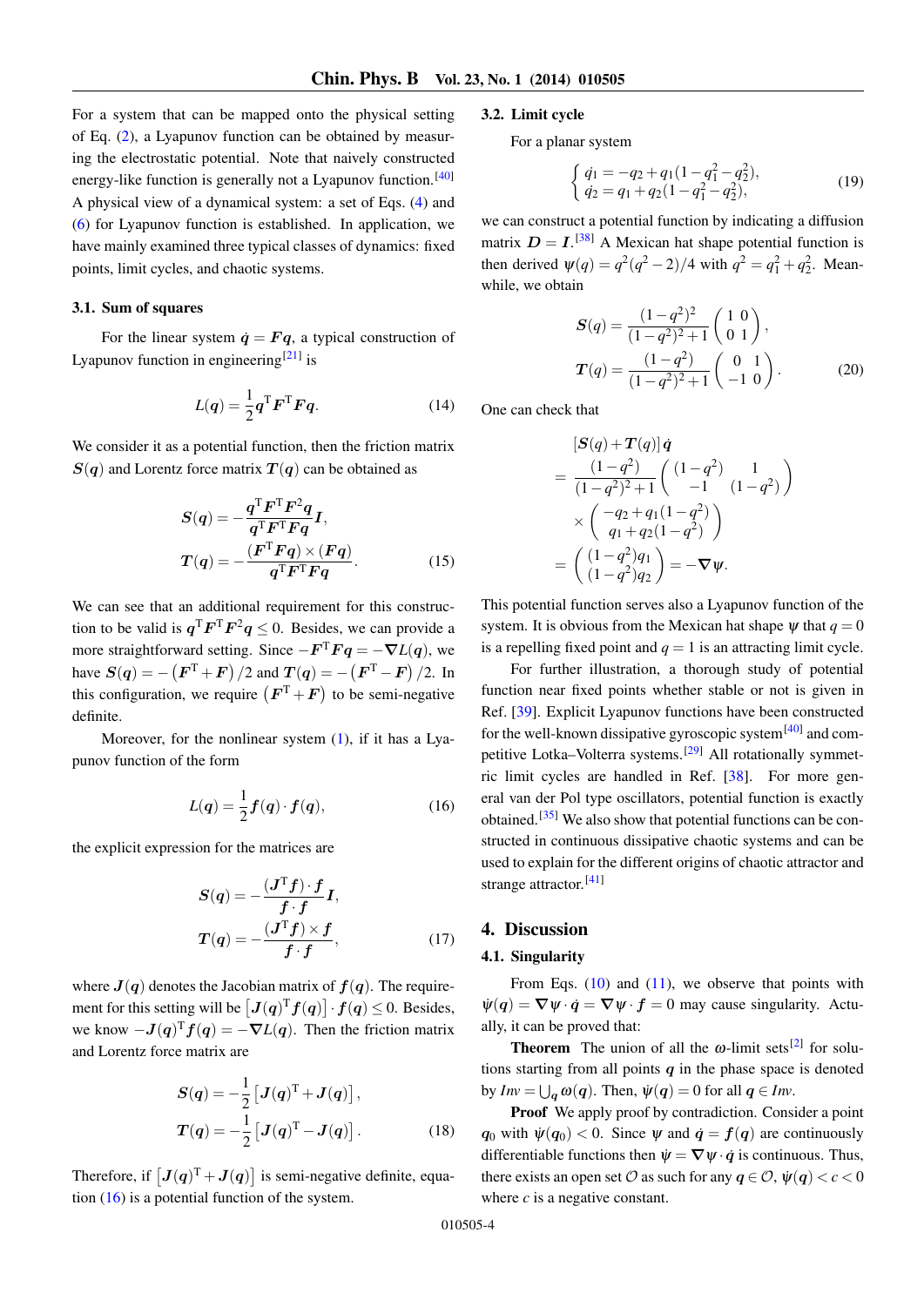For a system that can be mapped onto the physical setting of Eq. (2), a Lyapunov function can be obtained by measuring the electrostatic potential. Note that naively constructed energy-like function is generally not a Lyapunov function.[40] A physical view of a dynamical system: a set of Eqs. (4) and (6) for Lyapunov function is established. In application, we have mainly examined three typical classes of dynamics: fixed points, limit cycles, and chaotic systems.

### 3.1. Sum of squares

For the linear system $\dot{\boldsymbol{q}} = \boldsymbol{F}\boldsymbol{q}$, a typical construction of Lyapunov function in engineering[21] is

$$L(\boldsymbol{q}) = \frac{1}{2}\boldsymbol{q}^{\mathrm{T}}\boldsymbol{F}^{\mathrm{T}}\boldsymbol{F}\boldsymbol{q}. \tag{14}$$

We consider it as a potential function, then the friction matrix $\boldsymbol{S}(\boldsymbol{q})$ and Lorentz force matrix $\boldsymbol{T}(\boldsymbol{q})$ can be obtained as

$$\boldsymbol{S}(\boldsymbol{q}) = -\frac{\boldsymbol{q}^{\mathrm{T}}\boldsymbol{F}^{\mathrm{T}}\boldsymbol{F}^{2}\boldsymbol{q}}{\boldsymbol{q}^{\mathrm{T}}\boldsymbol{F}^{\mathrm{T}}\boldsymbol{F}\boldsymbol{q}}\boldsymbol{I},$$
$$\boldsymbol{T}(\boldsymbol{q}) = -\frac{(\boldsymbol{F}^{\mathrm{T}}\boldsymbol{F}\boldsymbol{q})\times(\boldsymbol{F}\boldsymbol{q})}{\boldsymbol{q}^{\mathrm{T}}\boldsymbol{F}^{\mathrm{T}}\boldsymbol{F}\boldsymbol{q}}. \tag{15}$$

We can see that an additional requirement for this construction to be valid is $\boldsymbol{q}^{\mathrm{T}}\boldsymbol{F}^{\mathrm{T}}\boldsymbol{F}^{2}\boldsymbol{q} \le 0$. Besides, we can provide a more straightforward setting. Since $-\boldsymbol{F}^{\mathrm{T}}\boldsymbol{F}\boldsymbol{q} = -\nabla L(\boldsymbol{q})$, we have $\boldsymbol{S}(\boldsymbol{q}) = -\left(\boldsymbol{F}^{\mathrm{T}}+\boldsymbol{F}\right)/2$ and $\boldsymbol{T}(\boldsymbol{q}) = -\left(\boldsymbol{F}^{\mathrm{T}}-\boldsymbol{F}\right)/2$. In this configuration, we require $\left(\boldsymbol{F}^{\mathrm{T}}+\boldsymbol{F}\right)$ to be semi-negative definite.

Moreover, for the nonlinear system (1), if it has a Lyapunov function of the form

$$L(\boldsymbol{q}) = \frac{1}{2}\boldsymbol{f}(\boldsymbol{q})\cdot\boldsymbol{f}(\boldsymbol{q}), \tag{16}$$

the explicit expression for the matrices are

$$\boldsymbol{S}(\boldsymbol{q}) = -\frac{(\boldsymbol{J}^{\mathrm{T}}\boldsymbol{f})\cdot\boldsymbol{f}}{\boldsymbol{f}\cdot\boldsymbol{f}}\boldsymbol{I},$$
$$\boldsymbol{T}(\boldsymbol{q}) = -\frac{(\boldsymbol{J}^{\mathrm{T}}\boldsymbol{f})\times\boldsymbol{f}}{\boldsymbol{f}\cdot\boldsymbol{f}}, \tag{17}$$

where $\boldsymbol{J}(\boldsymbol{q})$ denotes the Jacobian matrix of $\boldsymbol{f}(\boldsymbol{q})$. The requirement for this setting will be $\left[\boldsymbol{J}(\boldsymbol{q})^{\mathrm{T}}\boldsymbol{f}(\boldsymbol{q})\right]\cdot\boldsymbol{f}(\boldsymbol{q}) \le 0$. Besides, we know $-\boldsymbol{J}(\boldsymbol{q})^{\mathrm{T}}\boldsymbol{f}(\boldsymbol{q}) = -\nabla L(\boldsymbol{q})$. Then the friction matrix and Lorentz force matrix are

$$\boldsymbol{S}(\boldsymbol{q}) = -\frac{1}{2}\left[\boldsymbol{J}(\boldsymbol{q})^{\mathrm{T}}+\boldsymbol{J}(\boldsymbol{q})\right],$$
$$\boldsymbol{T}(\boldsymbol{q}) = -\frac{1}{2}\left[\boldsymbol{J}(\boldsymbol{q})^{\mathrm{T}}-\boldsymbol{J}(\boldsymbol{q})\right]. \tag{18}$$

Therefore, if $\left[\boldsymbol{J}(\boldsymbol{q})^{\mathrm{T}}+\boldsymbol{J}(\boldsymbol{q})\right]$ is semi-negative definite, equation (16) is a potential function of the system.

### 3.2. Limit cycle

For a planar system

$$\begin{cases} \dot{q}_1 = -q_2 + q_1(1-q_1^2-q_2^2), \\ \dot{q}_2 = q_1 + q_2(1-q_1^2-q_2^2), \end{cases} \tag{19}$$

we can construct a potential function by indicating a diffusion matrix $\boldsymbol{D} = \boldsymbol{I}$.[38] A Mexican hat shape potential function is then derived $\psi(q) = q^2(q^2-2)/4$ with $q^2 = q_1^2 + q_2^2$. Meanwhile, we obtain

$$\boldsymbol{S}(q) = \frac{(1-q^2)^2}{(1-q^2)^2+1}\begin{pmatrix} 1 & 0 \\ 0 & 1 \end{pmatrix},$$
$$\boldsymbol{T}(q) = \frac{(1-q^2)}{(1-q^2)^2+1}\begin{pmatrix} 0 & 1 \\ -1 & 0 \end{pmatrix}. \tag{20}$$

One can check that

$$\begin{aligned}
&[\boldsymbol{S}(q)+\boldsymbol{T}(q)]\,\dot{\boldsymbol{q}} \\
&= \frac{(1-q^2)}{(1-q^2)^2+1}\begin{pmatrix} (1-q^2) & 1 \\ -1 & (1-q^2) \end{pmatrix} \\
&\quad\times\begin{pmatrix} -q_2+q_1(1-q^2) \\ q_1+q_2(1-q^2) \end{pmatrix} \\
&= \begin{pmatrix} (1-q^2)q_1 \\ (1-q^2)q_2 \end{pmatrix} = -\nabla\psi.
\end{aligned}$$

This potential function serves also a Lyapunov function of the system. It is obvious from the Mexican hat shape $\psi$ that $q = 0$ is a repelling fixed point and $q = 1$ is an attracting limit cycle.

For further illustration, a thorough study of potential function near fixed points whether stable or not is given in Ref. [39]. Explicit Lyapunov functions have been constructed for the well-known dissipative gyroscopic system[40] and competitive Lotka–Volterra systems.[29] All rotationally symmetric limit cycles are handled in Ref. [38]. For more general van der Pol type oscillators, potential function is exactly obtained.[35] We also show that potential functions can be constructed in continuous dissipative chaotic systems and can be used to explain for the different origins of chaotic attractor and strange attractor.[41]

## 4. Discussion

### 4.1. Singularity

From Eqs. (10) and (11), we observe that points with $\dot{\psi}(\boldsymbol{q}) = \nabla\psi\cdot\dot{\boldsymbol{q}} = \nabla\psi\cdot\boldsymbol{f} = 0$ may cause singularity. Actually, it can be proved that:

**Theorem** The union of all the $\omega$-limit sets[2] for solutions starting from all points $\boldsymbol{q}$ in the phase space is denoted by $Inv = \bigcup_{\boldsymbol{q}}\omega(\boldsymbol{q})$. Then, $\dot{\psi}(\boldsymbol{q}) = 0$ for all $\boldsymbol{q} \in Inv$.

**Proof** We apply proof by contradiction. Consider a point $\boldsymbol{q}_0$ with $\dot{\psi}(\boldsymbol{q}_0) < 0$. Since $\psi$ and $\dot{\boldsymbol{q}} = \boldsymbol{f}(\boldsymbol{q})$ are continuously differentiable functions then $\dot{\psi} = \nabla\psi\cdot\dot{\boldsymbol{q}}$ is continuous. Thus, there exists an open set $\mathcal{O}$ as such for any $\boldsymbol{q}\in\mathcal{O}$, $\dot{\psi}(\boldsymbol{q}) < c < 0$ where $c$ is a negative constant.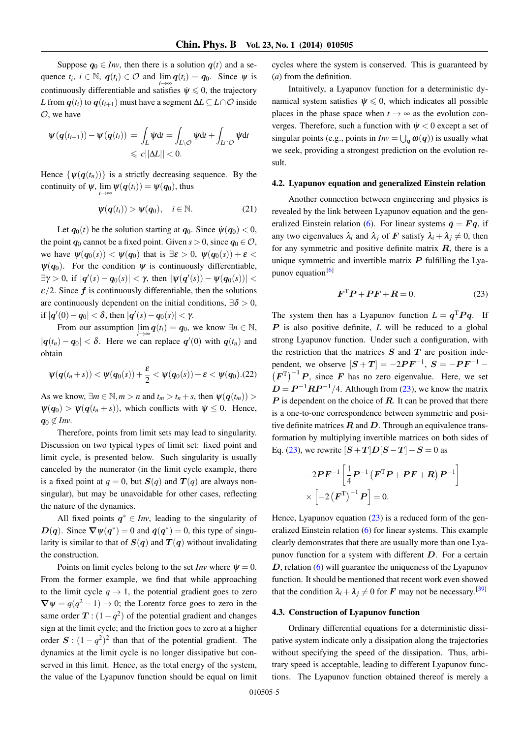Suppose $\boldsymbol{q}_0 \in Inv$, then there is a solution $\boldsymbol{q}(t)$ and a sequence $t_i$, $i \in \mathbb{N}$, $\boldsymbol{q}(t_i) \in \mathcal{O}$ and $\lim_{i\to\infty} \boldsymbol{q}(t_i) = \boldsymbol{q}_0$. Since $\psi$ is continuously differentiable and satisfies $\dot{\psi} \leqslant 0$, the trajectory $L$ from $\boldsymbol{q}(t_i)$ to $\boldsymbol{q}(t_{i+1})$ must have a segment $\Delta L \subseteq L \cap \mathcal{O}$ inside $\mathcal{O}$, we have

$$
\begin{aligned}
\psi(\boldsymbol{q}(t_{i+1})) - \psi(\boldsymbol{q}(t_i)) &= \int_L \dot{\psi} \mathrm{d}t = \int_{L \setminus \mathcal{O}} \dot{\psi} \mathrm{d}t + \int_{L \cap \mathcal{O}} \dot{\psi} \mathrm{d}t \\
&\leqslant c||\Delta L|| < 0.
\end{aligned}
$$

Hence $\{\psi(\boldsymbol{q}(t_n))\}$ is a strictly decreasing sequence. By the continuity of $\psi$, $\lim_{i\to\infty} \psi(\boldsymbol{q}(t_i)) = \psi(\boldsymbol{q}_0)$, thus

$$
\psi(\boldsymbol{q}(t_i)) > \psi(\boldsymbol{q}_0), \quad i \in \mathbb{N}. \tag{21}
$$

Let $\boldsymbol{q}_0(t)$ be the solution starting at $\boldsymbol{q}_0$. Since $\dot{\psi}(\boldsymbol{q}_0) < 0$, the point $\boldsymbol{q}_0$ cannot be a fixed point. Given $s > 0$, since $\boldsymbol{q}_0 \in \mathcal{O}$, we have $\psi(\boldsymbol{q}_0(s)) < \psi(\boldsymbol{q}_0)$ that is $\exists \varepsilon > 0$, $\psi(\boldsymbol{q}_0(s)) + \varepsilon < \psi(\boldsymbol{q}_0)$. For the condition $\psi$ is continuously differentiable, $\exists \gamma > 0$, if $|\boldsymbol{q}'(s) - \boldsymbol{q}_0(s)| < \gamma$, then $|\psi(\boldsymbol{q}'(s)) - \psi(\boldsymbol{q}_0(s))| < \varepsilon/2$. Since $\boldsymbol{f}$ is continuously differentiable, then the solutions are continuously dependent on the initial conditions, $\exists \delta > 0$, if $|\boldsymbol{q}'(0) - \boldsymbol{q}_0| < \delta$, then $|\boldsymbol{q}'(s) - \boldsymbol{q}_0(s)| < \gamma$.

From our assumption $\lim_{i\to\infty} \boldsymbol{q}(t_i) = \boldsymbol{q}_0$, we know $\exists n \in \mathbb{N}$, $|\boldsymbol{q}(t_n) - \boldsymbol{q}_0| < \delta$. Here we can replace $\boldsymbol{q}'(0)$ with $\boldsymbol{q}(t_n)$ and obtain

$$
\psi(\boldsymbol{q}(t_n + s)) < \psi(\boldsymbol{q}_0(s)) + \frac{\varepsilon}{2} < \psi(\boldsymbol{q}_0(s)) + \varepsilon < \psi(\boldsymbol{q}_0). \tag{22}
$$

As we know, $\exists m \in \mathbb{N}, m > n$ and $t_m > t_n + s$, then $\psi(\boldsymbol{q}(t_m)) > \psi(\boldsymbol{q}_0) > \psi(\boldsymbol{q}(t_n + s))$, which conflicts with $\dot{\psi} \leq 0$. Hence, $\boldsymbol{q}_0 \notin Inv$.

Therefore, points from limit sets may lead to singularity. Discussion on two typical types of limit set: fixed point and limit cycle, is presented below. Such singularity is usually canceled by the numerator (in the limit cycle example, there is a fixed point at $q = 0$, but $\boldsymbol{S}(q)$ and $\boldsymbol{T}(q)$ are always nonsingular), but may be unavoidable for other cases, reflecting the nature of the dynamics.

All fixed points $\boldsymbol{q}^* \in Inv$, leading to the singularity of $\boldsymbol{D}(\boldsymbol{q})$. Since $\boldsymbol{\nabla}\psi(\boldsymbol{q}^*) = 0$ and $\dot{\boldsymbol{q}}(\boldsymbol{q}^*) = 0$, this type of singularity is similar to that of $\boldsymbol{S}(\boldsymbol{q})$ and $\boldsymbol{T}(\boldsymbol{q})$ without invalidating the construction.

Points on limit cycles belong to the set $Inv$ where $\dot{\psi} = 0$. From the former example, we find that while approaching to the limit cycle $q \to 1$, the potential gradient goes to zero $\boldsymbol{\nabla}\psi = q(q^2 - 1) \to 0$; the Lorentz force goes to zero in the same order $\boldsymbol{T} : (1 - q^2)$ of the potential gradient and changes sign at the limit cycle; and the friction goes to zero at a higher order $\boldsymbol{S} : (1 - q^2)^2$ than that of the potential gradient. The dynamics at the limit cycle is no longer dissipative but conserved in this limit. Hence, as the total energy of the system, the value of the Lyapunov function should be equal on limit cycles where the system is conserved. This is guaranteed by (*a*) from the definition.

Intuitively, a Lyapunov function for a deterministic dynamical system satisfies $\dot{\psi} \leqslant 0$, which indicates all possible places in the phase space when $t \to \infty$ as the evolution converges. Therefore, such a function with $\dot{\psi} < 0$ except a set of singular points (e.g., points in $Inv = \bigcup_{\boldsymbol{q}} \omega(\boldsymbol{q})$) is usually what we seek, providing a strongest prediction on the evolution result.

### 4.2. Lyapunov equation and generalized Einstein relation

Another connection between engineering and physics is revealed by the link between Lyapunov equation and the generalized Einstein relation (6). For linear systems $\dot{\boldsymbol{q}} = \boldsymbol{F}\boldsymbol{q}$, if any two eigenvalues $\lambda_i$ and $\lambda_j$ of $\boldsymbol{F}$ satisfy $\lambda_i + \lambda_j \neq 0$, then for any symmetric and positive definite matrix $\boldsymbol{R}$, there is a unique symmetric and invertible matrix $\boldsymbol{P}$ fulfilling the Lyapunov equation[6]

$$
\boldsymbol{F}^{\mathrm{T}}\boldsymbol{P} + \boldsymbol{P}\boldsymbol{F} + \boldsymbol{R} = 0. \tag{23}
$$

The system then has a Lyapunov function $L = \boldsymbol{q}^{\mathrm{T}}\boldsymbol{P}\boldsymbol{q}$. If $\boldsymbol{P}$ is also positive definite, $L$ will be reduced to a global strong Lyapunov function. Under such a configuration, with the restriction that the matrices $\boldsymbol{S}$ and $\boldsymbol{T}$ are position independent, we observe $[\boldsymbol{S} + \boldsymbol{T}] = -2\boldsymbol{P}\boldsymbol{F}^{-1}$, $\boldsymbol{S} = -\boldsymbol{P}\boldsymbol{F}^{-1} - (\boldsymbol{F}^{\mathrm{T}})^{-1}\boldsymbol{P}$, since $\boldsymbol{F}$ has no zero eigenvalue. Here, we set $\boldsymbol{D} = \boldsymbol{P}^{-1}\boldsymbol{R}\boldsymbol{P}^{-1}/4$. Although from (23), we know the matrix $\boldsymbol{P}$ is dependent on the choice of $\boldsymbol{R}$. It can be proved that there is a one-to-one correspondence between symmetric and positive definite matrices $\boldsymbol{R}$ and $\boldsymbol{D}$. Through an equivalence transformation by multiplying invertible matrices on both sides of Eq. (23), we rewrite $[\boldsymbol{S} + \boldsymbol{T}]\boldsymbol{D}[\boldsymbol{S} - \boldsymbol{T}] - \boldsymbol{S} = 0$ as

$$
\begin{aligned}
&-2\boldsymbol{P}\boldsymbol{F}^{-1}\left[\frac{1}{4}\boldsymbol{P}^{-1}\left(\boldsymbol{F}^{\mathrm{T}}\boldsymbol{P} + \boldsymbol{P}\boldsymbol{F} + \boldsymbol{R}\right)\boldsymbol{P}^{-1}\right] \\
&\times \left[-2\left(\boldsymbol{F}^{\mathrm{T}}\right)^{-1}\boldsymbol{P}\right] = 0.
\end{aligned}
$$

Hence, Lyapunov equation (23) is a reduced form of the generalized Einstein relation (6) for linear systems. This example clearly demonstrates that there are usually more than one Lyapunov function for a system with different $\boldsymbol{D}$. For a certain $\boldsymbol{D}$, relation (6) will guarantee the uniqueness of the Lyapunov function. It should be mentioned that recent work even showed that the condition $\lambda_i + \lambda_j \neq 0$ for $\boldsymbol{F}$ may not be necessary.[39]

### 4.3. Construction of Lyapunov function

Ordinary differential equations for a deterministic dissipative system indicate only a dissipation along the trajectories without specifying the speed of the dissipation. Thus, arbitrary speed is acceptable, leading to different Lyapunov functions. The Lyapunov function obtained thereof is merely a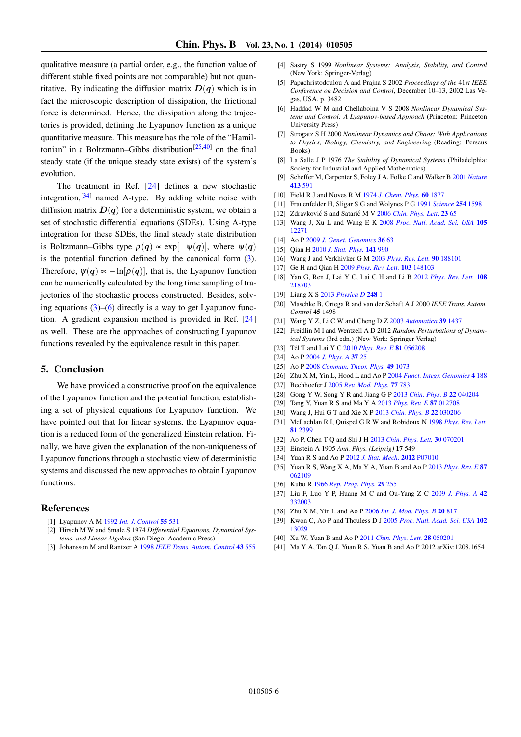qualitative measure (a partial order, e.g., the function value of different stable fixed points are not comparable) but not quantitative. By indicating the diffusion matrix $\boldsymbol{D}(\boldsymbol{q})$ which is in fact the microscopic description of dissipation, the frictional force is determined. Hence, the dissipation along the trajectories is provided, defining the Lyapunov function as a unique quantitative measure. This measure has the role of the "Hamiltonian" in a Boltzmann–Gibbs distribution[25,40] on the final steady state (if the unique steady state exists) of the system's evolution.

The treatment in Ref. [24] defines a new stochastic integration,[34] named A-type. By adding white noise with diffusion matrix $\boldsymbol{D}(\boldsymbol{q})$ for a deterministic system, we obtain a set of stochastic differential equations (SDEs). Using A-type integration for these SDEs, the final steady state distribution is Boltzmann–Gibbs type $\rho(\boldsymbol{q}) \propto \exp[-\psi(\boldsymbol{q})]$, where $\psi(\boldsymbol{q})$ is the potential function defined by the canonical form (3). Therefore, $\psi(\boldsymbol{q}) \propto -\ln[\rho(\boldsymbol{q})]$, that is, the Lyapunov function can be numerically calculated by the long time sampling of trajectories of the stochastic process constructed. Besides, solving equations (3)–(6) directly is a way to get Lyapunov function. A gradient expansion method is provided in Ref. [24] as well. These are the approaches of constructing Lyapunov functions revealed by the equivalence result in this paper.

## 5. Conclusion

We have provided a constructive proof on the equivalence of the Lyapunov function and the potential function, establishing a set of physical equations for Lyapunov function. We have pointed out that for linear systems, the Lyapunov equation is a reduced form of the generalized Einstein relation. Finally, we have given the explanation of the non-uniqueness of Lyapunov functions through a stochastic view of deterministic systems and discussed the new approaches to obtain Lyapunov functions.

## References

[1] Lyapunov A M 1992 *Int. J. Control* **55** 531

[2] Hirsch M W and Smale S 1974 *Differential Equations, Dynamical Systems, and Linear Algebra* (San Diego: Academic Press)

[3] Johansson M and Rantzer A 1998 *IEEE Trans. Autom. Control* **43** 555

[4] Sastry S 1999 *Nonlinear Systems: Analysis, Stability, and Control* (New York: Springer-Verlag)

[5] Papachristodoulou A and Prajna S 2002 *Proceedings of the 41st IEEE Conference on Decision and Control*, December 10–13, 2002 Las Vegas, USA, p. 3482

[6] Haddad W M and Chellaboina V S 2008 *Nonlinear Dynamical Systems and Control: A Lyapunov-based Approach* (Princeton: Princeton University Press)

[7] Strogatz S H 2000 *Nonlinear Dynamics and Chaos: With Applications to Physics, Biology, Chemistry, and Engineering* (Reading: Perseus Books)

[8] La Salle J P 1976 *The Stability of Dynamical Systems* (Philadelphia: Society for Industrial and Applied Mathematics)

[9] Scheffer M, Carpenter S, Foley J A, Folke C and Walker B 2001 *Nature* **413** 591

[10] Field R J and Noyes R M 1974 *J. Chem. Phys.* **60** 1877

[11] Frauenfelder H, Sligar S G and Wolynes P G 1991 *Science* **254** 1598

[12] Zdravković S and Satarić M V 2006 *Chin. Phys. Lett.* **23** 65

[13] Wang J, Xu L and Wang E K 2008 *Proc. Natl. Acad. Sci. USA* **105** 12271

[14] Ao P 2009 *J. Genet. Genomics* **36** 63

[15] Qian H 2010 *J. Stat. Phys.* **141** 990

[16] Wang J and Verkhivker G M 2003 *Phys. Rev. Lett.* **90** 188101

[17] Ge H and Qian H 2009 *Phys. Rev. Lett.* **103** 148103

[18] Yan G, Ren J, Lai Y C, Lai C H and Li B 2012 *Phys. Rev. Lett.* **108** 218703

[19] Liang X S 2013 *Physica D* **248** 1

[20] Maschke B, Ortega R and van der Schaft A J 2000 *IEEE Trans. Autom. Control* **45** 1498

[21] Wang Y Z, Li C W and Cheng D Z 2003 *Automatica* **39** 1437

[22] Freidlin M I and Wentzell A D 2012 *Random Perturbations of Dynamical Systems* (3rd edn.) (New York: Springer Verlag)

[23] Tél T and Lai Y C 2010 *Phys. Rev. E* **81** 056208

[24] Ao P 2004 *J. Phys. A* **37** 25

[25] Ao P 2008 *Commun. Theor. Phys.* **49** 1073

[26] Zhu X M, Yin L, Hood L and Ao P 2004 *Funct. Integr. Genomics* **4** 188

[27] Bechhoefer J 2005 *Rev. Mod. Phys.* **77** 783

[28] Gong Y W, Song Y R and Jiang G P 2013 *Chin. Phys. B* **22** 040204

[29] Tang Y, Yuan R S and Ma Y A 2013 *Phys. Rev. E* **87** 012708

[30] Wang J, Hui G T and Xie X P 2013 *Chin. Phys. B* **22** 030206

[31] McLachlan R I, Quispel G R W and Robidoux N 1998 *Phys. Rev. Lett.* **81** 2399

[32] Ao P, Chen T Q and Shi J H 2013 *Chin. Phys. Lett.* **30** 070201

[33] Einstein A 1905 *Ann. Phys. (Leipzig)* **17** 549

[34] Yuan R S and Ao P 2012 *J. Stat. Mech.* **2012** P07010

[35] Yuan R S, Wang X A, Ma Y A, Yuan B and Ao P 2013 *Phys. Rev. E* **87** 062109

[36] Kubo R 1966 *Rep. Prog. Phys.* **29** 255

[37] Liu F, Luo Y P, Huang M C and Ou-Yang Z C 2009 *J. Phys. A* **42** 332003

[38] Zhu X M, Yin L and Ao P 2006 *Int. J. Mod. Phys. B* **20** 817

[39] Kwon C, Ao P and Thouless D J 2005 *Proc. Natl. Acad. Sci. USA* **102** 13029

[40] Xu W, Yuan B and Ao P 2011 *Chin. Phys. Lett.* **28** 050201

[41] Ma Y A, Tan Q J, Yuan R S, Yuan B and Ao P 2012 arXiv:1208.1654